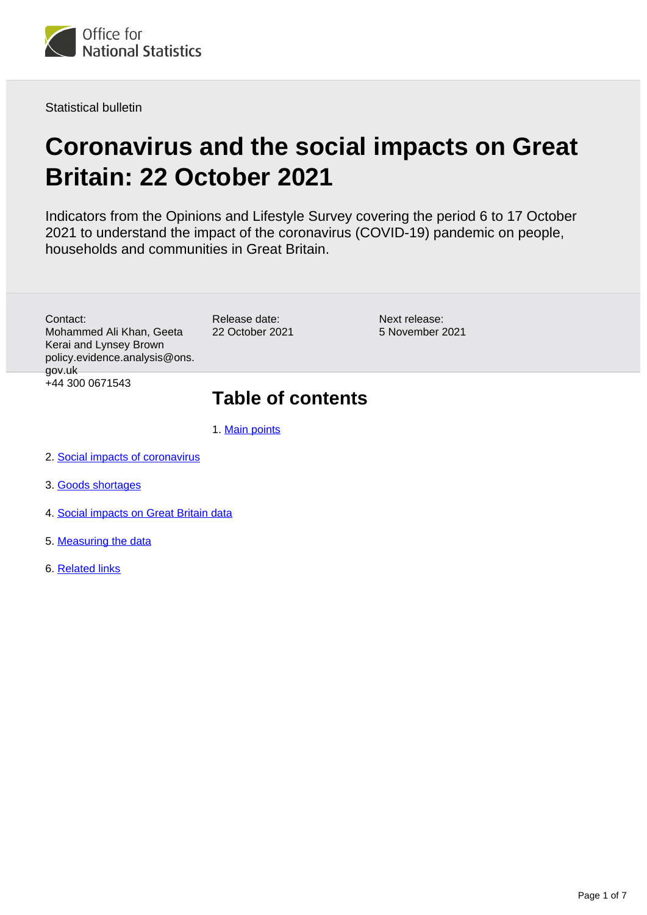Office for National Statistics

Statistical bulletin

# Coronavirus and the social impacts on Great Britain: 22 October 2021

Indicators from the Opinions and Lifestyle Survey covering the period 6 to 17 October 2021 to understand the impact of the coronavirus (COVID-19) pandemic on people, households and communities in Great Britain.

Contact:
Mohammed Ali Khan, Geeta Kerai and Lynsey Brown
policy.evidence.analysis@ons.gov.uk
+44 300 0671543

Release date:
22 October 2021

Next release:
5 November 2021

## Table of contents

1. Main points
2. Social impacts of coronavirus
3. Goods shortages
4. Social impacts on Great Britain data
5. Measuring the data
6. Related links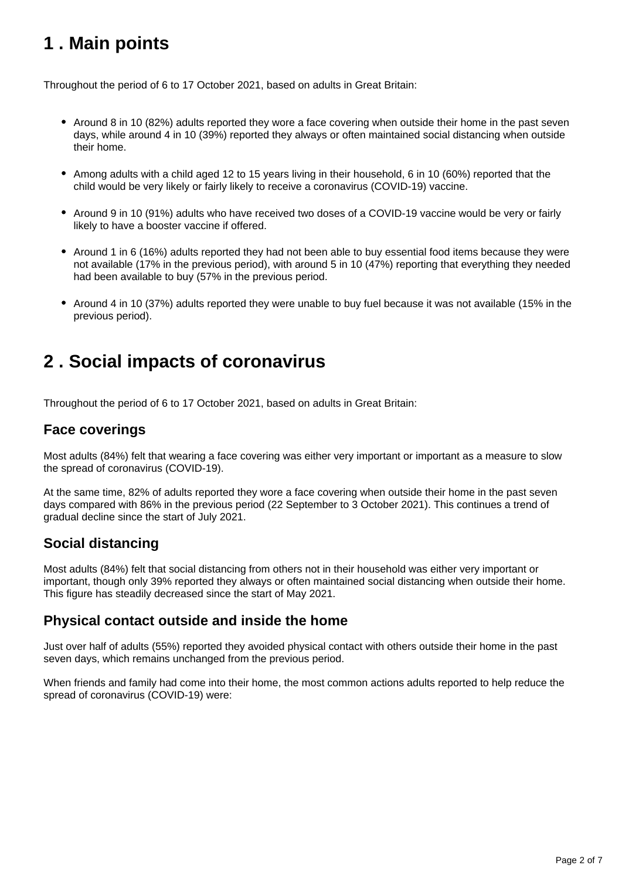## 1 . Main points

Throughout the period of 6 to 17 October 2021, based on adults in Great Britain:

- Around 8 in 10 (82%) adults reported they wore a face covering when outside their home in the past seven days, while around 4 in 10 (39%) reported they always or often maintained social distancing when outside their home.
- Among adults with a child aged 12 to 15 years living in their household, 6 in 10 (60%) reported that the child would be very likely or fairly likely to receive a coronavirus (COVID-19) vaccine.
- Around 9 in 10 (91%) adults who have received two doses of a COVID-19 vaccine would be very or fairly likely to have a booster vaccine if offered.
- Around 1 in 6 (16%) adults reported they had not been able to buy essential food items because they were not available (17% in the previous period), with around 5 in 10 (47%) reporting that everything they needed had been available to buy (57% in the previous period.
- Around 4 in 10 (37%) adults reported they were unable to buy fuel because it was not available (15% in the previous period).

## 2 . Social impacts of coronavirus

Throughout the period of 6 to 17 October 2021, based on adults in Great Britain:

### Face coverings

Most adults (84%) felt that wearing a face covering was either very important or important as a measure to slow the spread of coronavirus (COVID-19).

At the same time, 82% of adults reported they wore a face covering when outside their home in the past seven days compared with 86% in the previous period (22 September to 3 October 2021). This continues a trend of gradual decline since the start of July 2021.

### Social distancing

Most adults (84%) felt that social distancing from others not in their household was either very important or important, though only 39% reported they always or often maintained social distancing when outside their home. This figure has steadily decreased since the start of May 2021.

### Physical contact outside and inside the home

Just over half of adults (55%) reported they avoided physical contact with others outside their home in the past seven days, which remains unchanged from the previous period.

When friends and family had come into their home, the most common actions adults reported to help reduce the spread of coronavirus (COVID-19) were: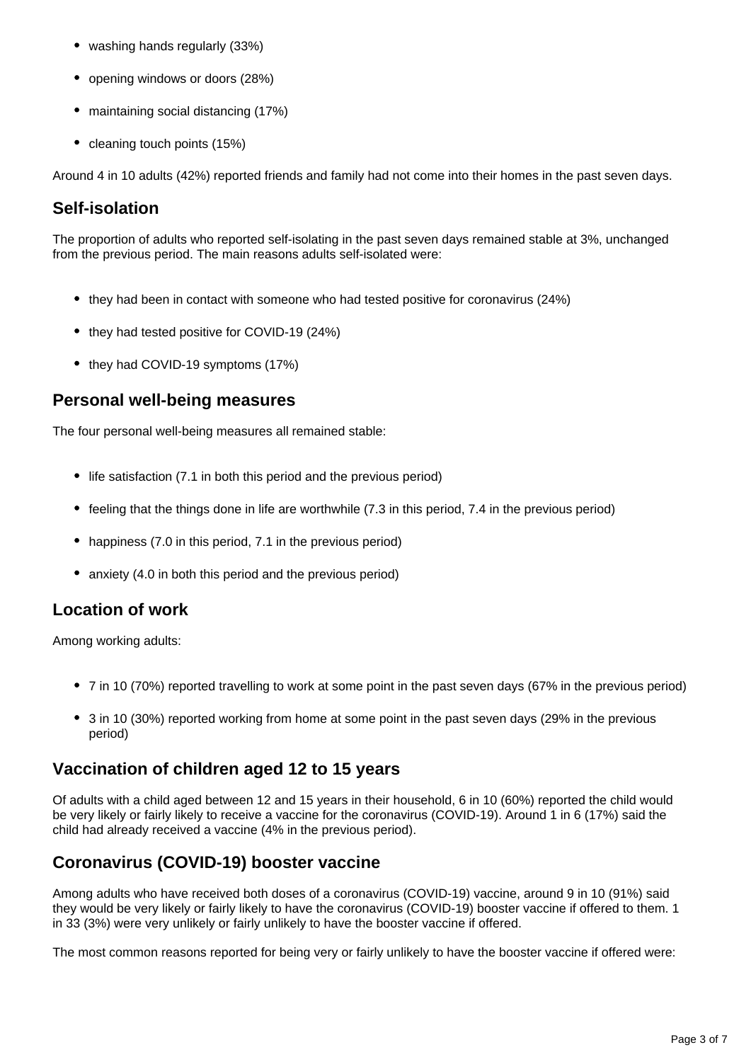- washing hands regularly (33%)
- opening windows or doors (28%)
- maintaining social distancing (17%)
- cleaning touch points (15%)

Around 4 in 10 adults (42%) reported friends and family had not come into their homes in the past seven days.

## Self-isolation

The proportion of adults who reported self-isolating in the past seven days remained stable at 3%, unchanged from the previous period. The main reasons adults self-isolated were:

- they had been in contact with someone who had tested positive for coronavirus (24%)
- they had tested positive for COVID-19 (24%)
- they had COVID-19 symptoms (17%)

## Personal well-being measures

The four personal well-being measures all remained stable:

- life satisfaction (7.1 in both this period and the previous period)
- feeling that the things done in life are worthwhile (7.3 in this period, 7.4 in the previous period)
- happiness (7.0 in this period, 7.1 in the previous period)
- anxiety (4.0 in both this period and the previous period)

## Location of work

Among working adults:

- 7 in 10 (70%) reported travelling to work at some point in the past seven days (67% in the previous period)
- 3 in 10 (30%) reported working from home at some point in the past seven days (29% in the previous period)

## Vaccination of children aged 12 to 15 years

Of adults with a child aged between 12 and 15 years in their household, 6 in 10 (60%) reported the child would be very likely or fairly likely to receive a vaccine for the coronavirus (COVID-19). Around 1 in 6 (17%) said the child had already received a vaccine (4% in the previous period).

## Coronavirus (COVID-19) booster vaccine

Among adults who have received both doses of a coronavirus (COVID-19) vaccine, around 9 in 10 (91%) said they would be very likely or fairly likely to have the coronavirus (COVID-19) booster vaccine if offered to them. 1 in 33 (3%) were very unlikely or fairly unlikely to have the booster vaccine if offered.

The most common reasons reported for being very or fairly unlikely to have the booster vaccine if offered were: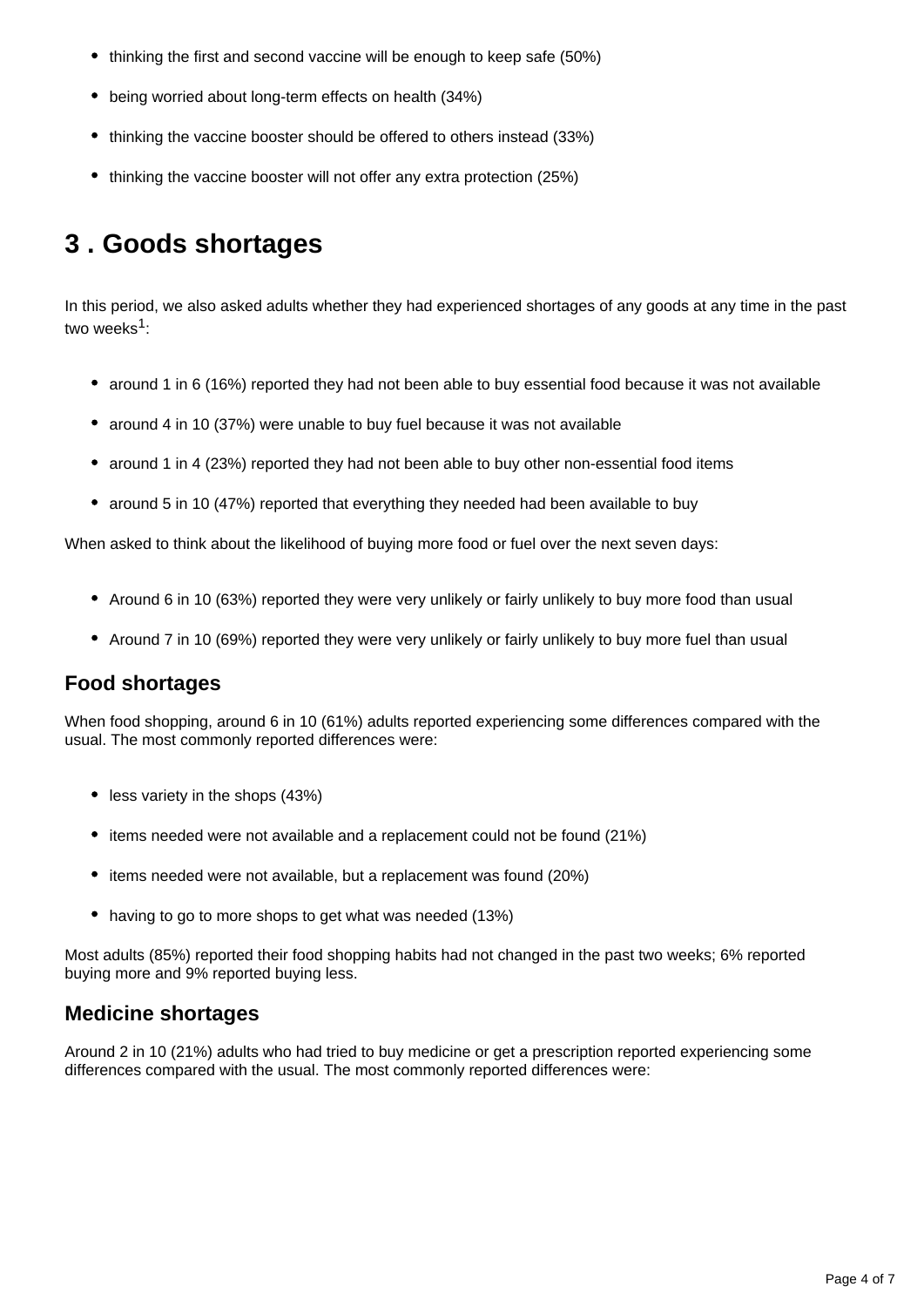- thinking the first and second vaccine will be enough to keep safe (50%)
- being worried about long-term effects on health (34%)
- thinking the vaccine booster should be offered to others instead (33%)
- thinking the vaccine booster will not offer any extra protection (25%)

## 3 . Goods shortages

In this period, we also asked adults whether they had experienced shortages of any goods at any time in the past two weeks[1]:

- around 1 in 6 (16%) reported they had not been able to buy essential food because it was not available
- around 4 in 10 (37%) were unable to buy fuel because it was not available
- around 1 in 4 (23%) reported they had not been able to buy other non-essential food items
- around 5 in 10 (47%) reported that everything they needed had been available to buy

When asked to think about the likelihood of buying more food or fuel over the next seven days:

- Around 6 in 10 (63%) reported they were very unlikely or fairly unlikely to buy more food than usual
- Around 7 in 10 (69%) reported they were very unlikely or fairly unlikely to buy more fuel than usual

### Food shortages

When food shopping, around 6 in 10 (61%) adults reported experiencing some differences compared with the usual. The most commonly reported differences were:

- less variety in the shops (43%)
- items needed were not available and a replacement could not be found (21%)
- items needed were not available, but a replacement was found (20%)
- having to go to more shops to get what was needed (13%)

Most adults (85%) reported their food shopping habits had not changed in the past two weeks; 6% reported buying more and 9% reported buying less.

### Medicine shortages

Around 2 in 10 (21%) adults who had tried to buy medicine or get a prescription reported experiencing some differences compared with the usual. The most commonly reported differences were: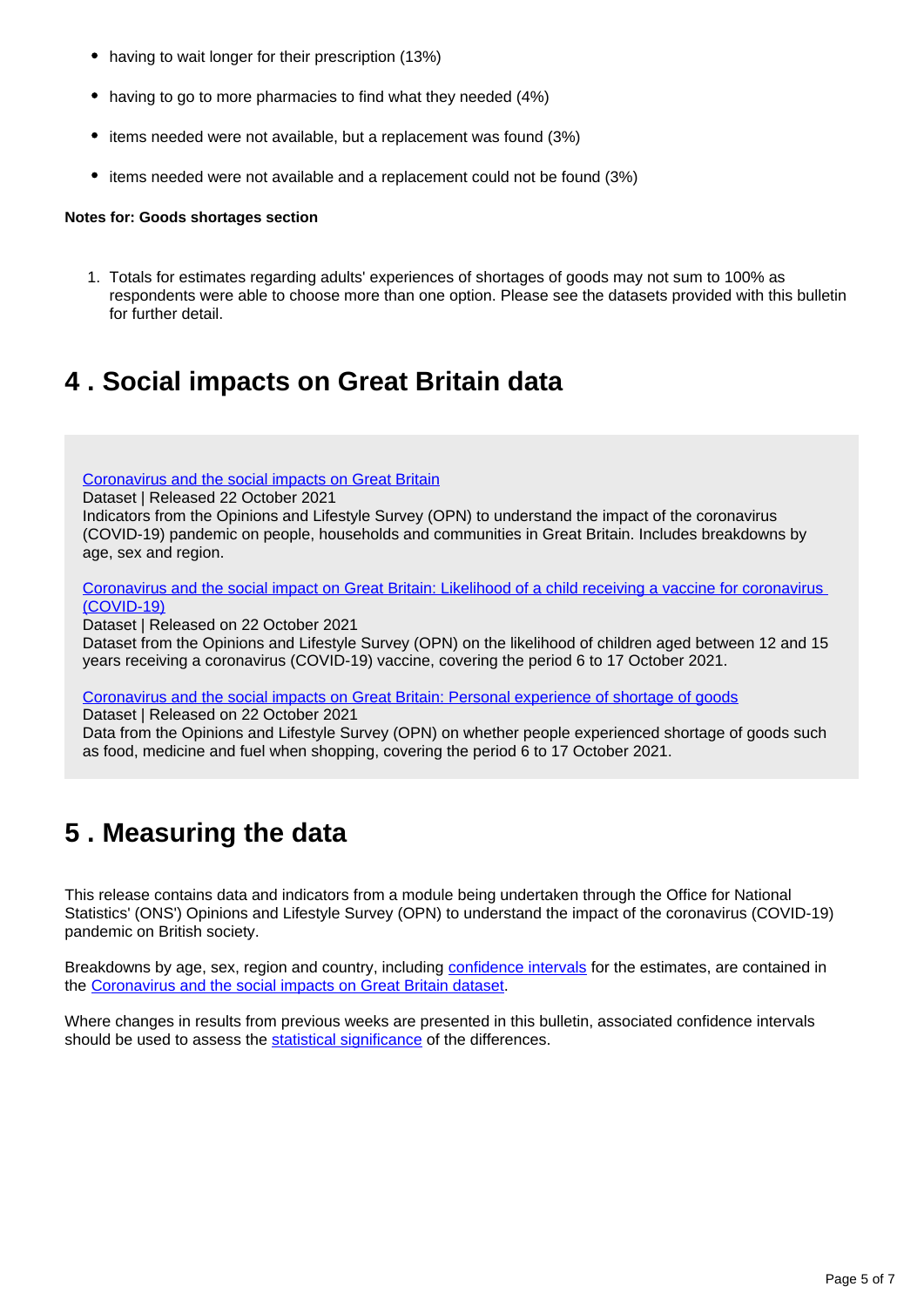- having to wait longer for their prescription (13%)
- having to go to more pharmacies to find what they needed (4%)
- items needed were not available, but a replacement was found (3%)
- items needed were not available and a replacement could not be found (3%)

**Notes for: Goods shortages section**

1. Totals for estimates regarding adults' experiences of shortages of goods may not sum to 100% as respondents were able to choose more than one option. Please see the datasets provided with this bulletin for further detail.

## 4 . Social impacts on Great Britain data

[Coronavirus and the social impacts on Great Britain](#)
Dataset | Released 22 October 2021
Indicators from the Opinions and Lifestyle Survey (OPN) to understand the impact of the coronavirus (COVID-19) pandemic on people, households and communities in Great Britain. Includes breakdowns by age, sex and region.

[Coronavirus and the social impact on Great Britain: Likelihood of a child receiving a vaccine for coronavirus (COVID-19)](#)
Dataset | Released on 22 October 2021
Dataset from the Opinions and Lifestyle Survey (OPN) on the likelihood of children aged between 12 and 15 years receiving a coronavirus (COVID-19) vaccine, covering the period 6 to 17 October 2021.

[Coronavirus and the social impacts on Great Britain: Personal experience of shortage of goods](#)
Dataset | Released on 22 October 2021
Data from the Opinions and Lifestyle Survey (OPN) on whether people experienced shortage of goods such as food, medicine and fuel when shopping, covering the period 6 to 17 October 2021.

## 5 . Measuring the data

This release contains data and indicators from a module being undertaken through the Office for National Statistics' (ONS') Opinions and Lifestyle Survey (OPN) to understand the impact of the coronavirus (COVID-19) pandemic on British society.

Breakdowns by age, sex, region and country, including [confidence intervals](#) for the estimates, are contained in the [Coronavirus and the social impacts on Great Britain dataset](#).

Where changes in results from previous weeks are presented in this bulletin, associated confidence intervals should be used to assess the [statistical significance](#) of the differences.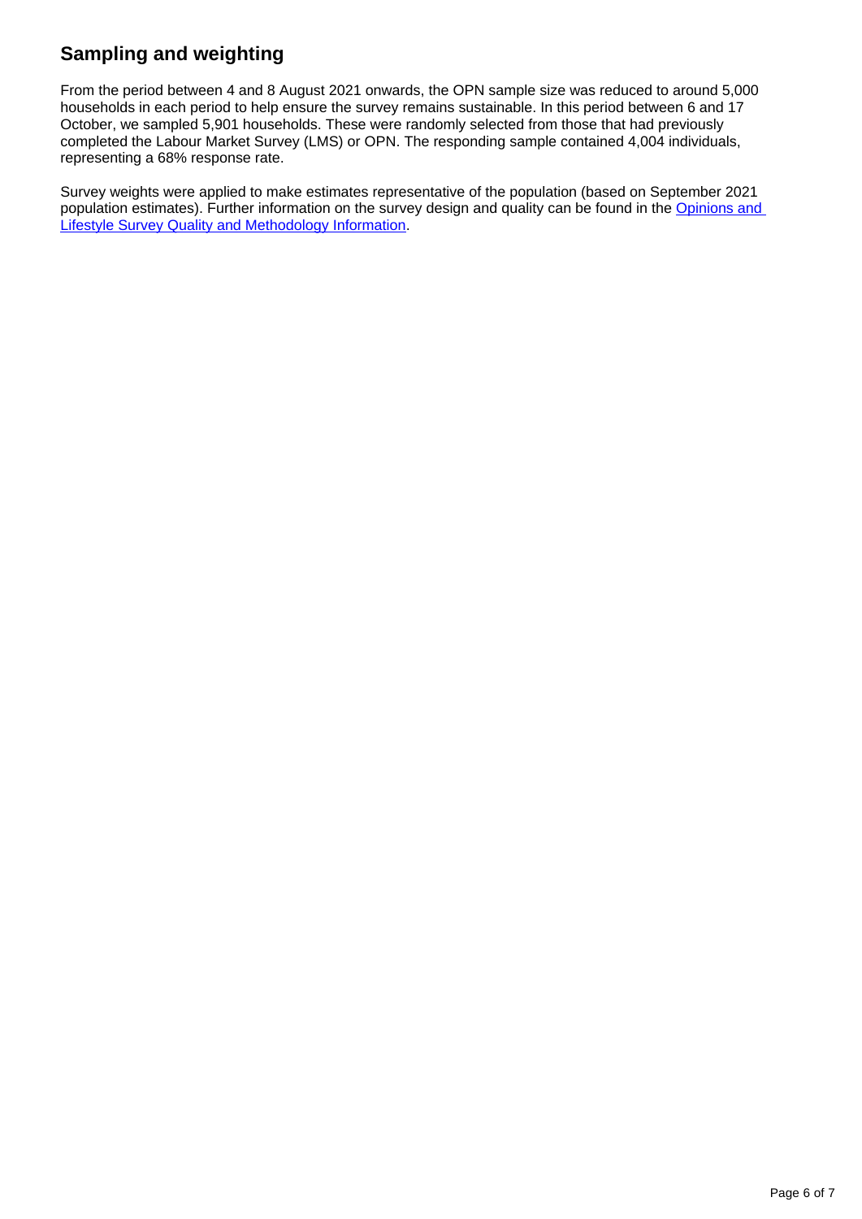## Sampling and weighting

From the period between 4 and 8 August 2021 onwards, the OPN sample size was reduced to around 5,000 households in each period to help ensure the survey remains sustainable. In this period between 6 and 17 October, we sampled 5,901 households. These were randomly selected from those that had previously completed the Labour Market Survey (LMS) or OPN. The responding sample contained 4,004 individuals, representing a 68% response rate.

Survey weights were applied to make estimates representative of the population (based on September 2021 population estimates). Further information on the survey design and quality can be found in the [Opinions and Lifestyle Survey Quality and Methodology Information](Opinions and Lifestyle Survey Quality and Methodology Information).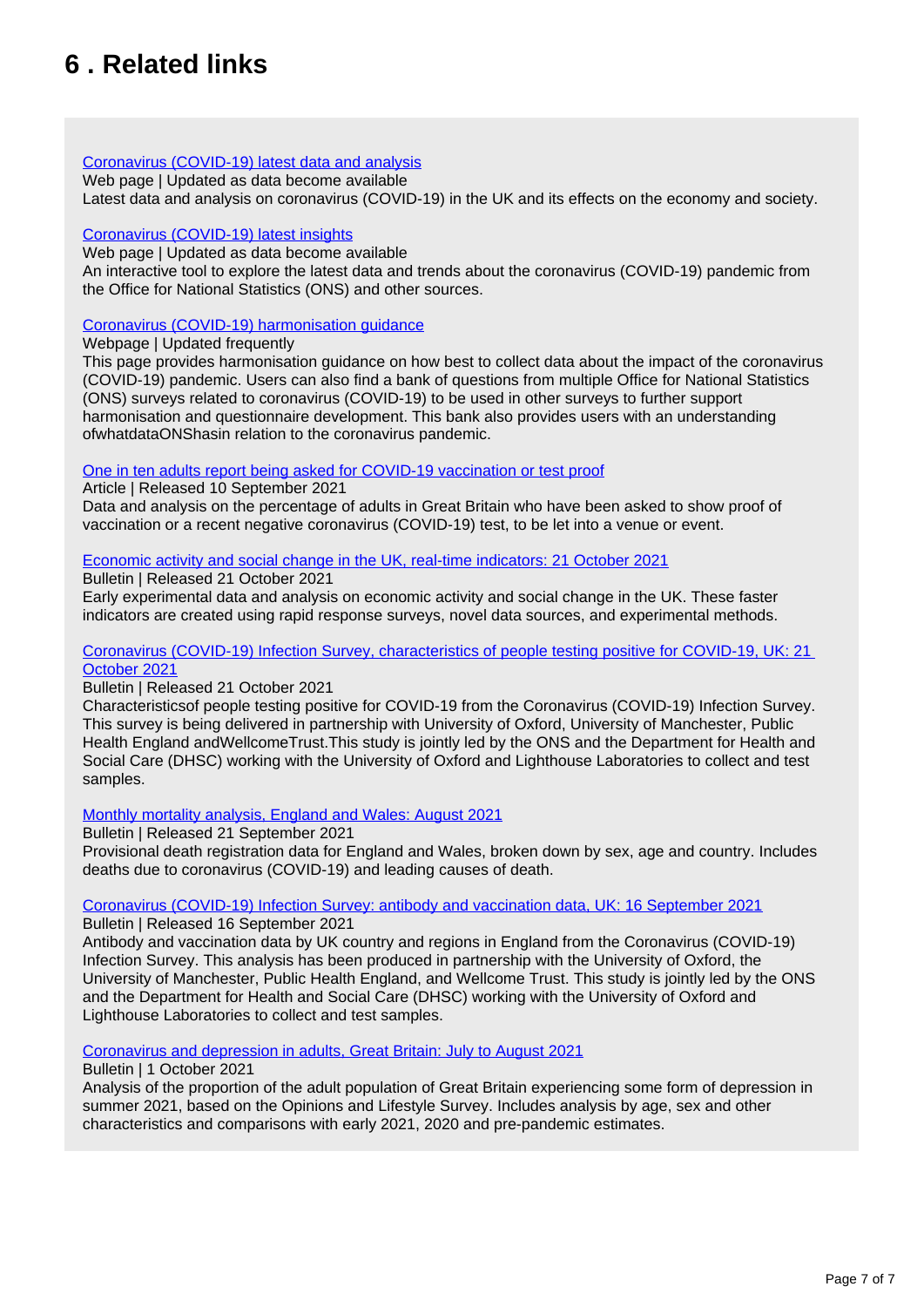## 6 . Related links

[Coronavirus (COVID-19) latest data and analysis]
Web page | Updated as data become available
Latest data and analysis on coronavirus (COVID-19) in the UK and its effects on the economy and society.

[Coronavirus (COVID-19) latest insights]
Web page | Updated as data become available
An interactive tool to explore the latest data and trends about the coronavirus (COVID-19) pandemic from the Office for National Statistics (ONS) and other sources.

[Coronavirus (COVID-19) harmonisation guidance]
Webpage | Updated frequently
This page provides harmonisation guidance on how best to collect data about the impact of the coronavirus (COVID-19) pandemic. Users can also find a bank of questions from multiple Office for National Statistics (ONS) surveys related to coronavirus (COVID-19) to be used in other surveys to further support harmonisation and questionnaire development. This bank also provides users with an understanding ofwhatdataONShasin relation to the coronavirus pandemic.

[One in ten adults report being asked for COVID-19 vaccination or test proof]
Article | Released 10 September 2021
Data and analysis on the percentage of adults in Great Britain who have been asked to show proof of vaccination or a recent negative coronavirus (COVID-19) test, to be let into a venue or event.

[Economic activity and social change in the UK, real-time indicators: 21 October 2021]
Bulletin | Released 21 October 2021
Early experimental data and analysis on economic activity and social change in the UK. These faster indicators are created using rapid response surveys, novel data sources, and experimental methods.

[Coronavirus (COVID-19) Infection Survey, characteristics of people testing positive for COVID-19, UK: 21 October 2021]
Bulletin | Released 21 October 2021
Characteristicsof people testing positive for COVID-19 from the Coronavirus (COVID-19) Infection Survey. This survey is being delivered in partnership with University of Oxford, University of Manchester, Public Health England andWellcomeTrust.This study is jointly led by the ONS and the Department for Health and Social Care (DHSC) working with the University of Oxford and Lighthouse Laboratories to collect and test samples.

[Monthly mortality analysis, England and Wales: August 2021]
Bulletin | Released 21 September 2021
Provisional death registration data for England and Wales, broken down by sex, age and country. Includes deaths due to coronavirus (COVID-19) and leading causes of death.

[Coronavirus (COVID-19) Infection Survey: antibody and vaccination data, UK: 16 September 2021]
Bulletin | Released 16 September 2021
Antibody and vaccination data by UK country and regions in England from the Coronavirus (COVID-19) Infection Survey. This analysis has been produced in partnership with the University of Oxford, the University of Manchester, Public Health England, and Wellcome Trust. This study is jointly led by the ONS and the Department for Health and Social Care (DHSC) working with the University of Oxford and Lighthouse Laboratories to collect and test samples.

[Coronavirus and depression in adults, Great Britain: July to August 2021]
Bulletin | 1 October 2021
Analysis of the proportion of the adult population of Great Britain experiencing some form of depression in summer 2021, based on the Opinions and Lifestyle Survey. Includes analysis by age, sex and other characteristics and comparisons with early 2021, 2020 and pre-pandemic estimates.